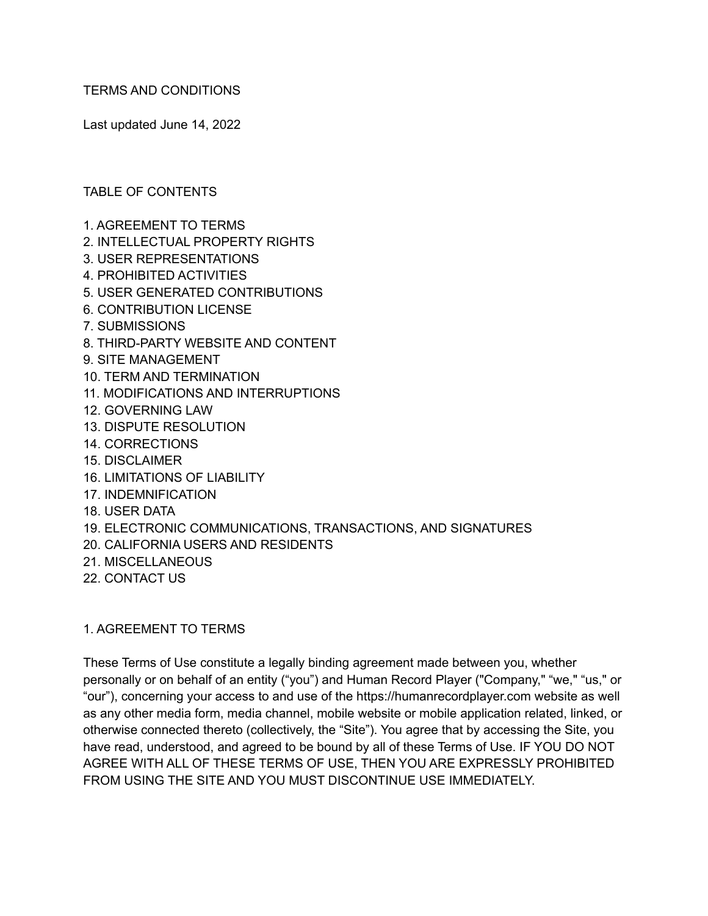# TERMS AND CONDITIONS

Last updated June 14, 2022

## TABLE OF CONTENTS

1. AGREEMENT TO TERMS
2. INTELLECTUAL PROPERTY RIGHTS
3. USER REPRESENTATIONS
4. PROHIBITED ACTIVITIES
5. USER GENERATED CONTRIBUTIONS
6. CONTRIBUTION LICENSE
7. SUBMISSIONS
8. THIRD-PARTY WEBSITE AND CONTENT
9. SITE MANAGEMENT
10. TERM AND TERMINATION
11. MODIFICATIONS AND INTERRUPTIONS
12. GOVERNING LAW
13. DISPUTE RESOLUTION
14. CORRECTIONS
15. DISCLAIMER
16. LIMITATIONS OF LIABILITY
17. INDEMNIFICATION
18. USER DATA
19. ELECTRONIC COMMUNICATIONS, TRANSACTIONS, AND SIGNATURES
20. CALIFORNIA USERS AND RESIDENTS
21. MISCELLANEOUS
22. CONTACT US

## 1. AGREEMENT TO TERMS

These Terms of Use constitute a legally binding agreement made between you, whether personally or on behalf of an entity (“you”) and Human Record Player ("Company," “we," “us," or “our”), concerning your access to and use of the https://humanrecordplayer.com website as well as any other media form, media channel, mobile website or mobile application related, linked, or otherwise connected thereto (collectively, the “Site”). You agree that by accessing the Site, you have read, understood, and agreed to be bound by all of these Terms of Use. IF YOU DO NOT AGREE WITH ALL OF THESE TERMS OF USE, THEN YOU ARE EXPRESSLY PROHIBITED FROM USING THE SITE AND YOU MUST DISCONTINUE USE IMMEDIATELY.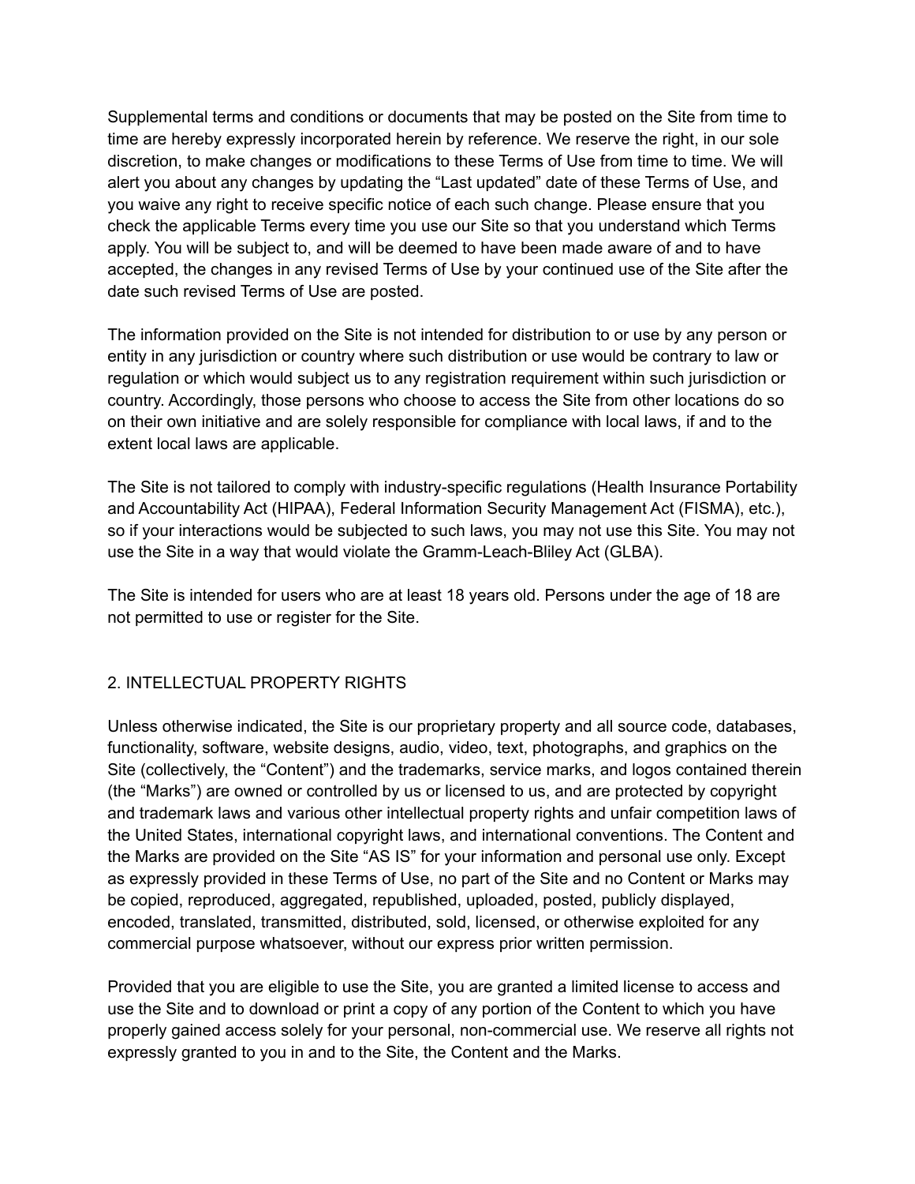Supplemental terms and conditions or documents that may be posted on the Site from time to time are hereby expressly incorporated herein by reference. We reserve the right, in our sole discretion, to make changes or modifications to these Terms of Use from time to time. We will alert you about any changes by updating the “Last updated” date of these Terms of Use, and you waive any right to receive specific notice of each such change. Please ensure that you check the applicable Terms every time you use our Site so that you understand which Terms apply. You will be subject to, and will be deemed to have been made aware of and to have accepted, the changes in any revised Terms of Use by your continued use of the Site after the date such revised Terms of Use are posted.

The information provided on the Site is not intended for distribution to or use by any person or entity in any jurisdiction or country where such distribution or use would be contrary to law or regulation or which would subject us to any registration requirement within such jurisdiction or country. Accordingly, those persons who choose to access the Site from other locations do so on their own initiative and are solely responsible for compliance with local laws, if and to the extent local laws are applicable.

The Site is not tailored to comply with industry-specific regulations (Health Insurance Portability and Accountability Act (HIPAA), Federal Information Security Management Act (FISMA), etc.), so if your interactions would be subjected to such laws, you may not use this Site. You may not use the Site in a way that would violate the Gramm-Leach-Bliley Act (GLBA).

The Site is intended for users who are at least 18 years old. Persons under the age of 18 are not permitted to use or register for the Site.

## 2. INTELLECTUAL PROPERTY RIGHTS

Unless otherwise indicated, the Site is our proprietary property and all source code, databases, functionality, software, website designs, audio, video, text, photographs, and graphics on the Site (collectively, the “Content”) and the trademarks, service marks, and logos contained therein (the “Marks”) are owned or controlled by us or licensed to us, and are protected by copyright and trademark laws and various other intellectual property rights and unfair competition laws of the United States, international copyright laws, and international conventions. The Content and the Marks are provided on the Site “AS IS” for your information and personal use only. Except as expressly provided in these Terms of Use, no part of the Site and no Content or Marks may be copied, reproduced, aggregated, republished, uploaded, posted, publicly displayed, encoded, translated, transmitted, distributed, sold, licensed, or otherwise exploited for any commercial purpose whatsoever, without our express prior written permission.

Provided that you are eligible to use the Site, you are granted a limited license to access and use the Site and to download or print a copy of any portion of the Content to which you have properly gained access solely for your personal, non-commercial use. We reserve all rights not expressly granted to you in and to the Site, the Content and the Marks.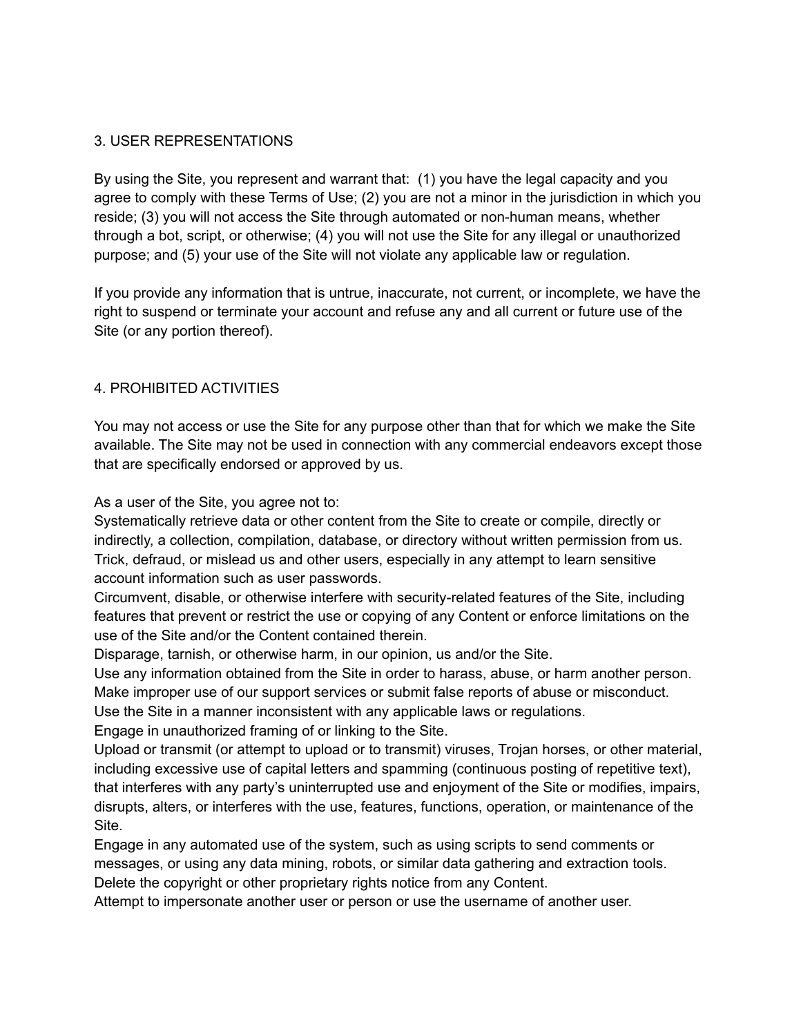## 3. USER REPRESENTATIONS

By using the Site, you represent and warrant that: (1) you have the legal capacity and you agree to comply with these Terms of Use; (2) you are not a minor in the jurisdiction in which you reside; (3) you will not access the Site through automated or non-human means, whether through a bot, script, or otherwise; (4) you will not use the Site for any illegal or unauthorized purpose; and (5) your use of the Site will not violate any applicable law or regulation.

If you provide any information that is untrue, inaccurate, not current, or incomplete, we have the right to suspend or terminate your account and refuse any and all current or future use of the Site (or any portion thereof).

## 4. PROHIBITED ACTIVITIES

You may not access or use the Site for any purpose other than that for which we make the Site available. The Site may not be used in connection with any commercial endeavors except those that are specifically endorsed or approved by us.

As a user of the Site, you agree not to:

Systematically retrieve data or other content from the Site to create or compile, directly or indirectly, a collection, compilation, database, or directory without written permission from us.

Trick, defraud, or mislead us and other users, especially in any attempt to learn sensitive account information such as user passwords.

Circumvent, disable, or otherwise interfere with security-related features of the Site, including features that prevent or restrict the use or copying of any Content or enforce limitations on the use of the Site and/or the Content contained therein.

Disparage, tarnish, or otherwise harm, in our opinion, us and/or the Site.

Use any information obtained from the Site in order to harass, abuse, or harm another person.

Make improper use of our support services or submit false reports of abuse or misconduct.

Use the Site in a manner inconsistent with any applicable laws or regulations.

Engage in unauthorized framing of or linking to the Site.

Upload or transmit (or attempt to upload or to transmit) viruses, Trojan horses, or other material, including excessive use of capital letters and spamming (continuous posting of repetitive text), that interferes with any party's uninterrupted use and enjoyment of the Site or modifies, impairs, disrupts, alters, or interferes with the use, features, functions, operation, or maintenance of the Site.

Engage in any automated use of the system, such as using scripts to send comments or messages, or using any data mining, robots, or similar data gathering and extraction tools.

Delete the copyright or other proprietary rights notice from any Content.

Attempt to impersonate another user or person or use the username of another user.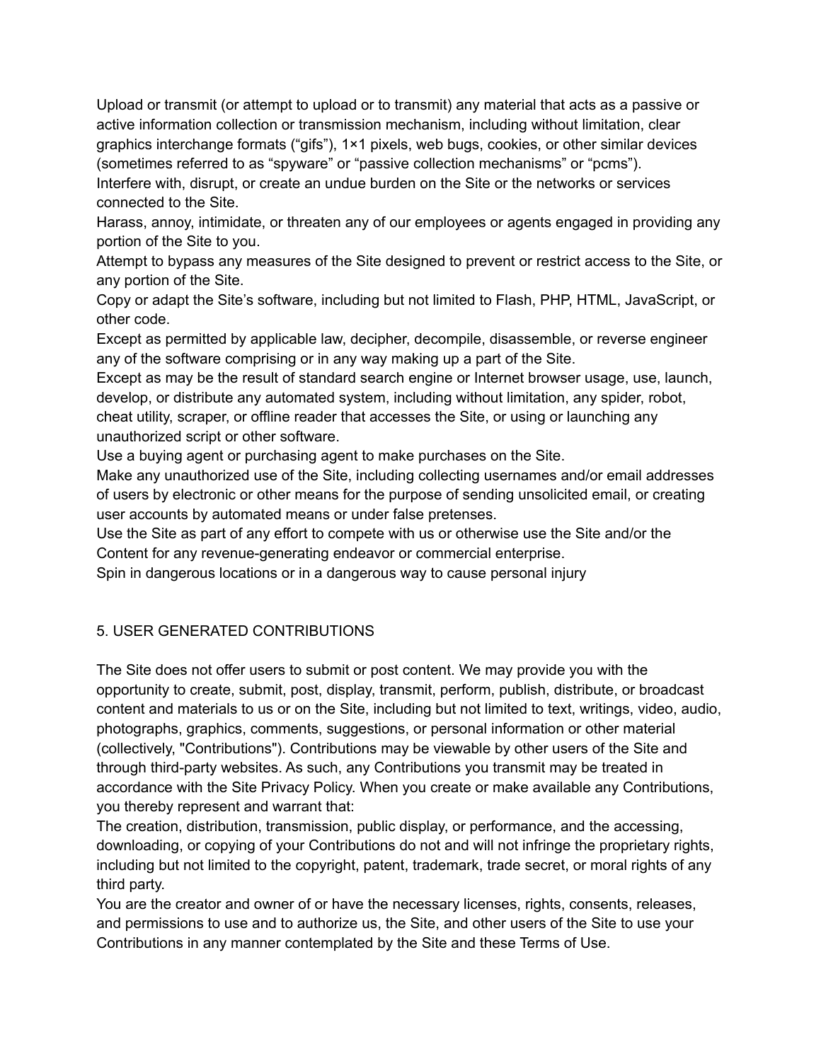Upload or transmit (or attempt to upload or to transmit) any material that acts as a passive or active information collection or transmission mechanism, including without limitation, clear graphics interchange formats (“gifs”), 1×1 pixels, web bugs, cookies, or other similar devices (sometimes referred to as “spyware” or “passive collection mechanisms” or “pcms”).
Interfere with, disrupt, or create an undue burden on the Site or the networks or services connected to the Site.
Harass, annoy, intimidate, or threaten any of our employees or agents engaged in providing any portion of the Site to you.
Attempt to bypass any measures of the Site designed to prevent or restrict access to the Site, or any portion of the Site.
Copy or adapt the Site’s software, including but not limited to Flash, PHP, HTML, JavaScript, or other code.
Except as permitted by applicable law, decipher, decompile, disassemble, or reverse engineer any of the software comprising or in any way making up a part of the Site.
Except as may be the result of standard search engine or Internet browser usage, use, launch, develop, or distribute any automated system, including without limitation, any spider, robot, cheat utility, scraper, or offline reader that accesses the Site, or using or launching any unauthorized script or other software.
Use a buying agent or purchasing agent to make purchases on the Site.
Make any unauthorized use of the Site, including collecting usernames and/or email addresses of users by electronic or other means for the purpose of sending unsolicited email, or creating user accounts by automated means or under false pretenses.
Use the Site as part of any effort to compete with us or otherwise use the Site and/or the Content for any revenue-generating endeavor or commercial enterprise.
Spin in dangerous locations or in a dangerous way to cause personal injury

## 5. USER GENERATED CONTRIBUTIONS

The Site does not offer users to submit or post content. We may provide you with the opportunity to create, submit, post, display, transmit, perform, publish, distribute, or broadcast content and materials to us or on the Site, including but not limited to text, writings, video, audio, photographs, graphics, comments, suggestions, or personal information or other material (collectively, "Contributions"). Contributions may be viewable by other users of the Site and through third-party websites. As such, any Contributions you transmit may be treated in accordance with the Site Privacy Policy. When you create or make available any Contributions, you thereby represent and warrant that:
The creation, distribution, transmission, public display, or performance, and the accessing, downloading, or copying of your Contributions do not and will not infringe the proprietary rights, including but not limited to the copyright, patent, trademark, trade secret, or moral rights of any third party.
You are the creator and owner of or have the necessary licenses, rights, consents, releases, and permissions to use and to authorize us, the Site, and other users of the Site to use your Contributions in any manner contemplated by the Site and these Terms of Use.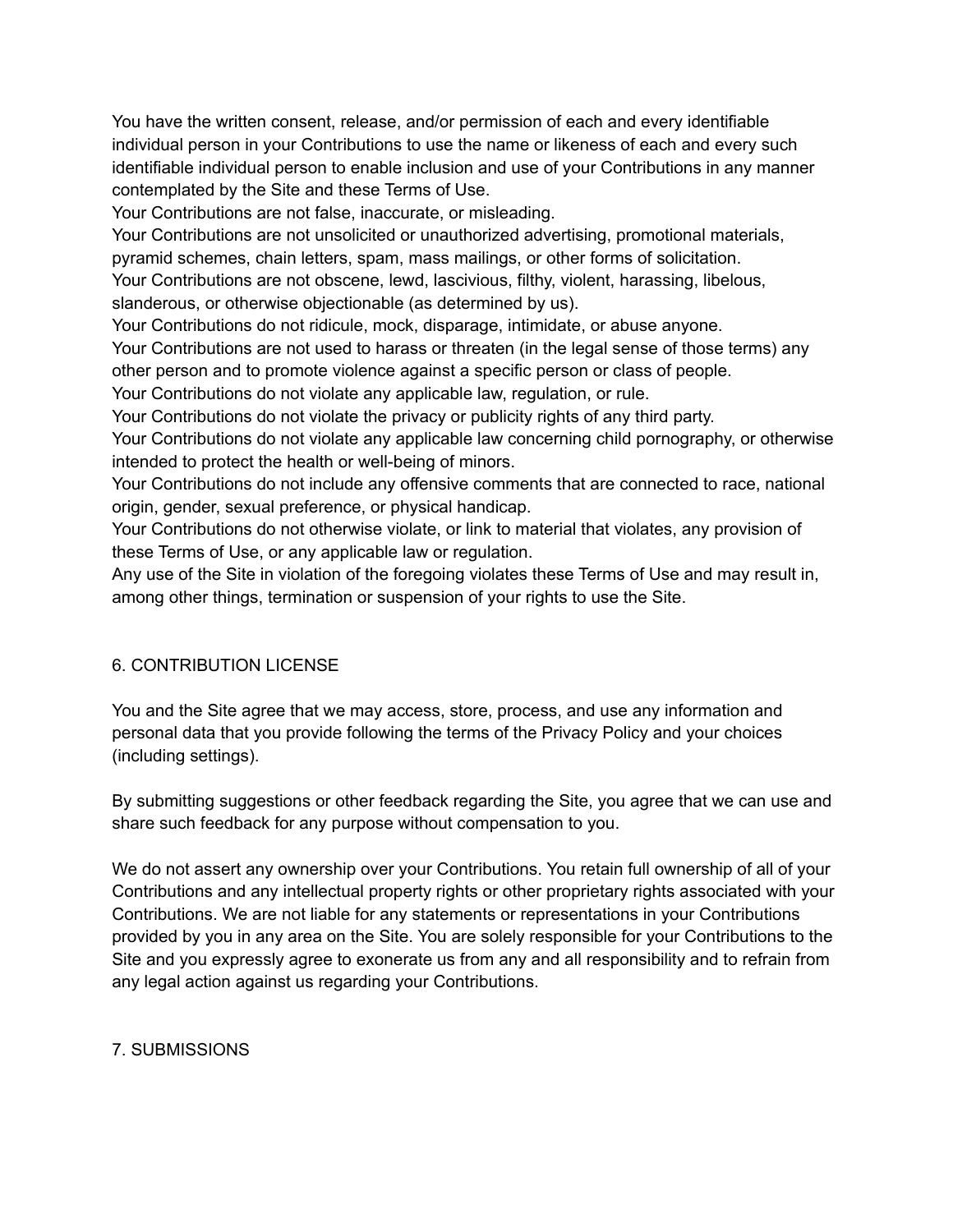You have the written consent, release, and/or permission of each and every identifiable individual person in your Contributions to use the name or likeness of each and every such identifiable individual person to enable inclusion and use of your Contributions in any manner contemplated by the Site and these Terms of Use.

Your Contributions are not false, inaccurate, or misleading.

Your Contributions are not unsolicited or unauthorized advertising, promotional materials, pyramid schemes, chain letters, spam, mass mailings, or other forms of solicitation.

Your Contributions are not obscene, lewd, lascivious, filthy, violent, harassing, libelous, slanderous, or otherwise objectionable (as determined by us).

Your Contributions do not ridicule, mock, disparage, intimidate, or abuse anyone.

Your Contributions are not used to harass or threaten (in the legal sense of those terms) any other person and to promote violence against a specific person or class of people.

Your Contributions do not violate any applicable law, regulation, or rule.

Your Contributions do not violate the privacy or publicity rights of any third party.

Your Contributions do not violate any applicable law concerning child pornography, or otherwise intended to protect the health or well-being of minors.

Your Contributions do not include any offensive comments that are connected to race, national origin, gender, sexual preference, or physical handicap.

Your Contributions do not otherwise violate, or link to material that violates, any provision of these Terms of Use, or any applicable law or regulation.

Any use of the Site in violation of the foregoing violates these Terms of Use and may result in, among other things, termination or suspension of your rights to use the Site.

## 6. CONTRIBUTION LICENSE

You and the Site agree that we may access, store, process, and use any information and personal data that you provide following the terms of the Privacy Policy and your choices (including settings).

By submitting suggestions or other feedback regarding the Site, you agree that we can use and share such feedback for any purpose without compensation to you.

We do not assert any ownership over your Contributions. You retain full ownership of all of your Contributions and any intellectual property rights or other proprietary rights associated with your Contributions. We are not liable for any statements or representations in your Contributions provided by you in any area on the Site. You are solely responsible for your Contributions to the Site and you expressly agree to exonerate us from any and all responsibility and to refrain from any legal action against us regarding your Contributions.

## 7. SUBMISSIONS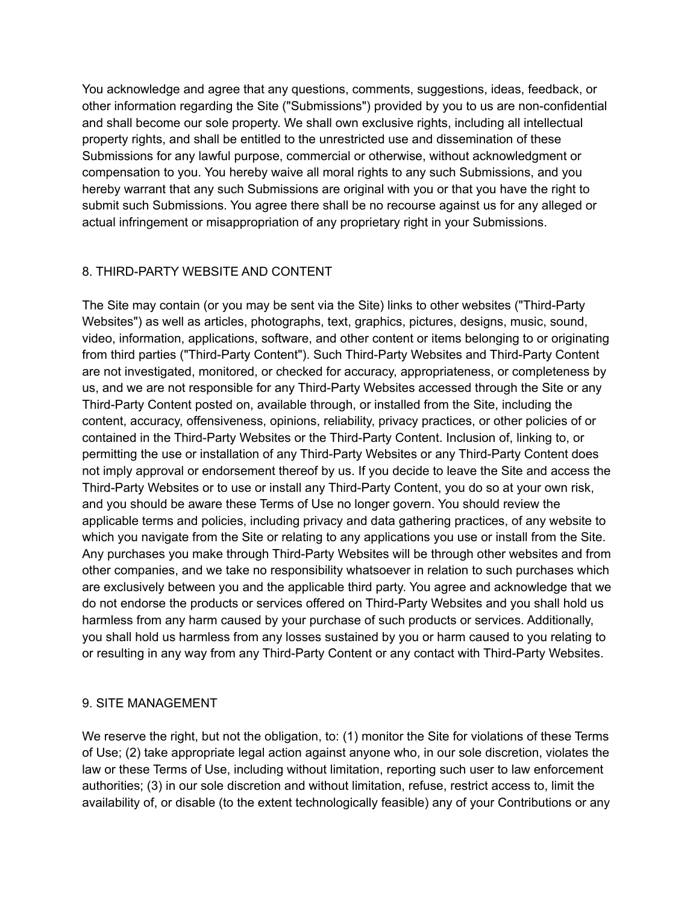You acknowledge and agree that any questions, comments, suggestions, ideas, feedback, or other information regarding the Site ("Submissions") provided by you to us are non-confidential and shall become our sole property. We shall own exclusive rights, including all intellectual property rights, and shall be entitled to the unrestricted use and dissemination of these Submissions for any lawful purpose, commercial or otherwise, without acknowledgment or compensation to you. You hereby waive all moral rights to any such Submissions, and you hereby warrant that any such Submissions are original with you or that you have the right to submit such Submissions. You agree there shall be no recourse against us for any alleged or actual infringement or misappropriation of any proprietary right in your Submissions.

## 8. THIRD-PARTY WEBSITE AND CONTENT

The Site may contain (or you may be sent via the Site) links to other websites ("Third-Party Websites") as well as articles, photographs, text, graphics, pictures, designs, music, sound, video, information, applications, software, and other content or items belonging to or originating from third parties ("Third-Party Content"). Such Third-Party Websites and Third-Party Content are not investigated, monitored, or checked for accuracy, appropriateness, or completeness by us, and we are not responsible for any Third-Party Websites accessed through the Site or any Third-Party Content posted on, available through, or installed from the Site, including the content, accuracy, offensiveness, opinions, reliability, privacy practices, or other policies of or contained in the Third-Party Websites or the Third-Party Content. Inclusion of, linking to, or permitting the use or installation of any Third-Party Websites or any Third-Party Content does not imply approval or endorsement thereof by us. If you decide to leave the Site and access the Third-Party Websites or to use or install any Third-Party Content, you do so at your own risk, and you should be aware these Terms of Use no longer govern. You should review the applicable terms and policies, including privacy and data gathering practices, of any website to which you navigate from the Site or relating to any applications you use or install from the Site. Any purchases you make through Third-Party Websites will be through other websites and from other companies, and we take no responsibility whatsoever in relation to such purchases which are exclusively between you and the applicable third party. You agree and acknowledge that we do not endorse the products or services offered on Third-Party Websites and you shall hold us harmless from any harm caused by your purchase of such products or services. Additionally, you shall hold us harmless from any losses sustained by you or harm caused to you relating to or resulting in any way from any Third-Party Content or any contact with Third-Party Websites.

## 9. SITE MANAGEMENT

We reserve the right, but not the obligation, to: (1) monitor the Site for violations of these Terms of Use; (2) take appropriate legal action against anyone who, in our sole discretion, violates the law or these Terms of Use, including without limitation, reporting such user to law enforcement authorities; (3) in our sole discretion and without limitation, refuse, restrict access to, limit the availability of, or disable (to the extent technologically feasible) any of your Contributions or any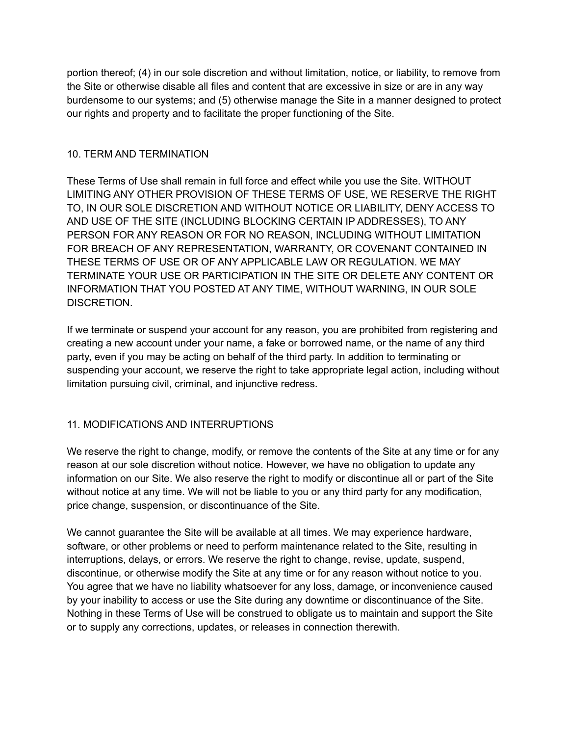portion thereof; (4) in our sole discretion and without limitation, notice, or liability, to remove from the Site or otherwise disable all files and content that are excessive in size or are in any way burdensome to our systems; and (5) otherwise manage the Site in a manner designed to protect our rights and property and to facilitate the proper functioning of the Site.

## 10. TERM AND TERMINATION

These Terms of Use shall remain in full force and effect while you use the Site. WITHOUT LIMITING ANY OTHER PROVISION OF THESE TERMS OF USE, WE RESERVE THE RIGHT TO, IN OUR SOLE DISCRETION AND WITHOUT NOTICE OR LIABILITY, DENY ACCESS TO AND USE OF THE SITE (INCLUDING BLOCKING CERTAIN IP ADDRESSES), TO ANY PERSON FOR ANY REASON OR FOR NO REASON, INCLUDING WITHOUT LIMITATION FOR BREACH OF ANY REPRESENTATION, WARRANTY, OR COVENANT CONTAINED IN THESE TERMS OF USE OR OF ANY APPLICABLE LAW OR REGULATION. WE MAY TERMINATE YOUR USE OR PARTICIPATION IN THE SITE OR DELETE ANY CONTENT OR INFORMATION THAT YOU POSTED AT ANY TIME, WITHOUT WARNING, IN OUR SOLE DISCRETION.

If we terminate or suspend your account for any reason, you are prohibited from registering and creating a new account under your name, a fake or borrowed name, or the name of any third party, even if you may be acting on behalf of the third party. In addition to terminating or suspending your account, we reserve the right to take appropriate legal action, including without limitation pursuing civil, criminal, and injunctive redress.

## 11. MODIFICATIONS AND INTERRUPTIONS

We reserve the right to change, modify, or remove the contents of the Site at any time or for any reason at our sole discretion without notice. However, we have no obligation to update any information on our Site. We also reserve the right to modify or discontinue all or part of the Site without notice at any time. We will not be liable to you or any third party for any modification, price change, suspension, or discontinuance of the Site.

We cannot guarantee the Site will be available at all times. We may experience hardware, software, or other problems or need to perform maintenance related to the Site, resulting in interruptions, delays, or errors. We reserve the right to change, revise, update, suspend, discontinue, or otherwise modify the Site at any time or for any reason without notice to you. You agree that we have no liability whatsoever for any loss, damage, or inconvenience caused by your inability to access or use the Site during any downtime or discontinuance of the Site. Nothing in these Terms of Use will be construed to obligate us to maintain and support the Site or to supply any corrections, updates, or releases in connection therewith.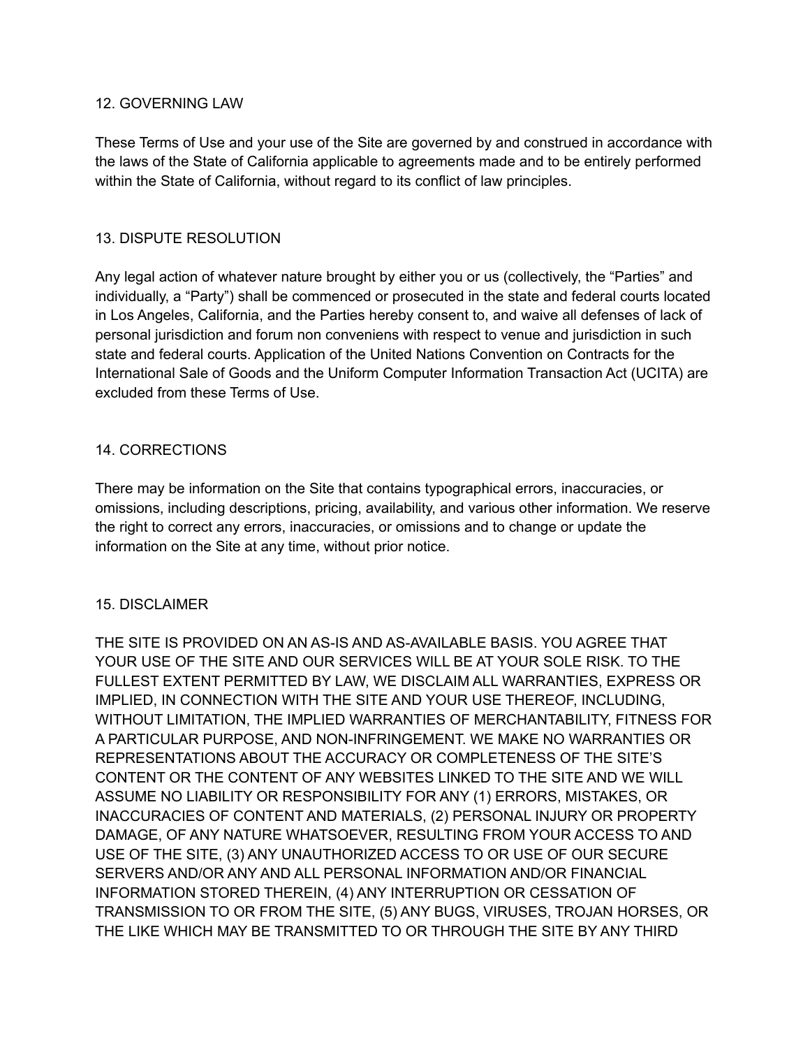## 12. GOVERNING LAW

These Terms of Use and your use of the Site are governed by and construed in accordance with the laws of the State of California applicable to agreements made and to be entirely performed within the State of California, without regard to its conflict of law principles.

## 13. DISPUTE RESOLUTION

Any legal action of whatever nature brought by either you or us (collectively, the “Parties” and individually, a “Party”) shall be commenced or prosecuted in the state and federal courts located in Los Angeles, California, and the Parties hereby consent to, and waive all defenses of lack of personal jurisdiction and forum non conveniens with respect to venue and jurisdiction in such state and federal courts. Application of the United Nations Convention on Contracts for the International Sale of Goods and the Uniform Computer Information Transaction Act (UCITA) are excluded from these Terms of Use.

## 14. CORRECTIONS

There may be information on the Site that contains typographical errors, inaccuracies, or omissions, including descriptions, pricing, availability, and various other information. We reserve the right to correct any errors, inaccuracies, or omissions and to change or update the information on the Site at any time, without prior notice.

## 15. DISCLAIMER

THE SITE IS PROVIDED ON AN AS-IS AND AS-AVAILABLE BASIS. YOU AGREE THAT YOUR USE OF THE SITE AND OUR SERVICES WILL BE AT YOUR SOLE RISK. TO THE FULLEST EXTENT PERMITTED BY LAW, WE DISCLAIM ALL WARRANTIES, EXPRESS OR IMPLIED, IN CONNECTION WITH THE SITE AND YOUR USE THEREOF, INCLUDING, WITHOUT LIMITATION, THE IMPLIED WARRANTIES OF MERCHANTABILITY, FITNESS FOR A PARTICULAR PURPOSE, AND NON-INFRINGEMENT. WE MAKE NO WARRANTIES OR REPRESENTATIONS ABOUT THE ACCURACY OR COMPLETENESS OF THE SITE’S CONTENT OR THE CONTENT OF ANY WEBSITES LINKED TO THE SITE AND WE WILL ASSUME NO LIABILITY OR RESPONSIBILITY FOR ANY (1) ERRORS, MISTAKES, OR INACCURACIES OF CONTENT AND MATERIALS, (2) PERSONAL INJURY OR PROPERTY DAMAGE, OF ANY NATURE WHATSOEVER, RESULTING FROM YOUR ACCESS TO AND USE OF THE SITE, (3) ANY UNAUTHORIZED ACCESS TO OR USE OF OUR SECURE SERVERS AND/OR ANY AND ALL PERSONAL INFORMATION AND/OR FINANCIAL INFORMATION STORED THEREIN, (4) ANY INTERRUPTION OR CESSATION OF TRANSMISSION TO OR FROM THE SITE, (5) ANY BUGS, VIRUSES, TROJAN HORSES, OR THE LIKE WHICH MAY BE TRANSMITTED TO OR THROUGH THE SITE BY ANY THIRD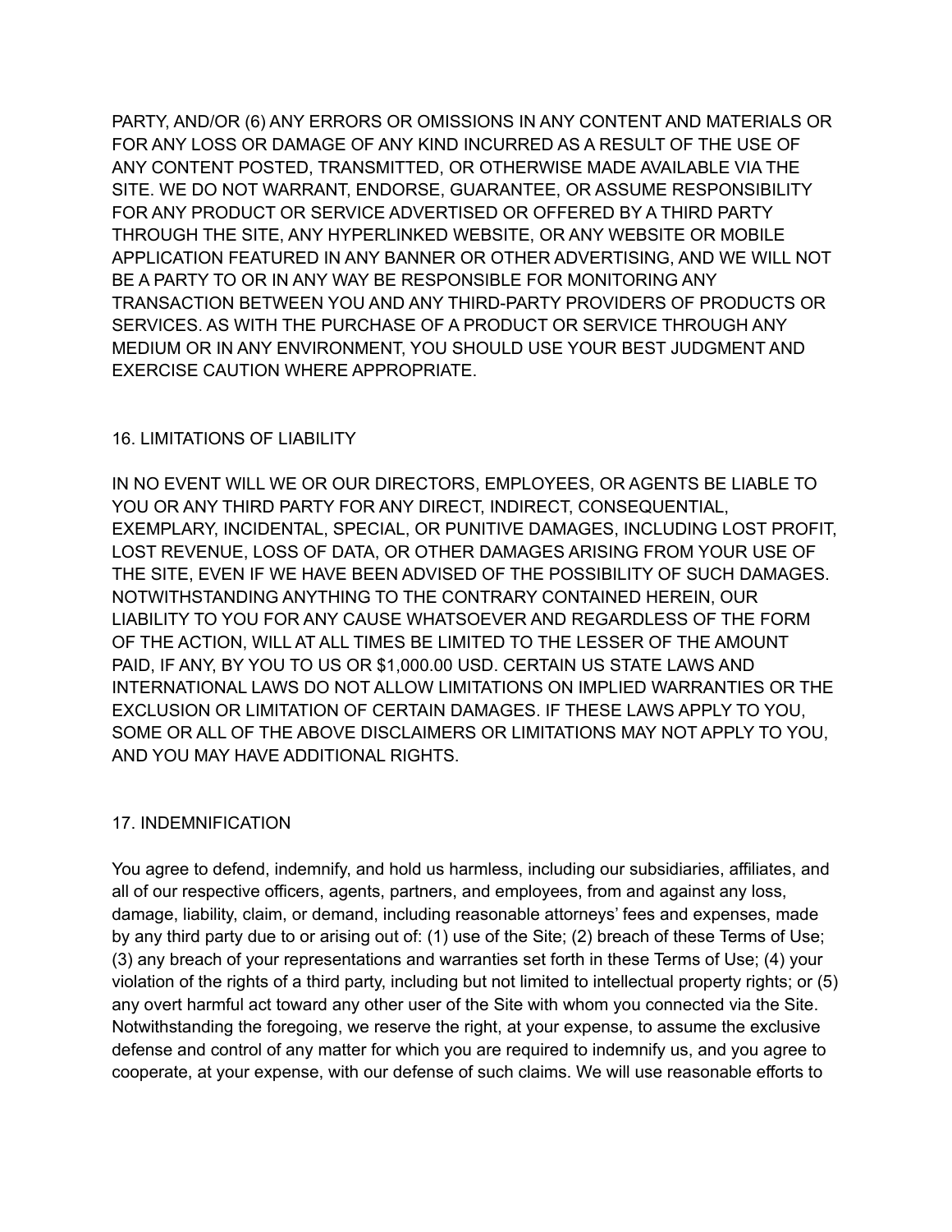PARTY, AND/OR (6) ANY ERRORS OR OMISSIONS IN ANY CONTENT AND MATERIALS OR FOR ANY LOSS OR DAMAGE OF ANY KIND INCURRED AS A RESULT OF THE USE OF ANY CONTENT POSTED, TRANSMITTED, OR OTHERWISE MADE AVAILABLE VIA THE SITE. WE DO NOT WARRANT, ENDORSE, GUARANTEE, OR ASSUME RESPONSIBILITY FOR ANY PRODUCT OR SERVICE ADVERTISED OR OFFERED BY A THIRD PARTY THROUGH THE SITE, ANY HYPERLINKED WEBSITE, OR ANY WEBSITE OR MOBILE APPLICATION FEATURED IN ANY BANNER OR OTHER ADVERTISING, AND WE WILL NOT BE A PARTY TO OR IN ANY WAY BE RESPONSIBLE FOR MONITORING ANY TRANSACTION BETWEEN YOU AND ANY THIRD-PARTY PROVIDERS OF PRODUCTS OR SERVICES. AS WITH THE PURCHASE OF A PRODUCT OR SERVICE THROUGH ANY MEDIUM OR IN ANY ENVIRONMENT, YOU SHOULD USE YOUR BEST JUDGMENT AND EXERCISE CAUTION WHERE APPROPRIATE.

## 16. LIMITATIONS OF LIABILITY

IN NO EVENT WILL WE OR OUR DIRECTORS, EMPLOYEES, OR AGENTS BE LIABLE TO YOU OR ANY THIRD PARTY FOR ANY DIRECT, INDIRECT, CONSEQUENTIAL, EXEMPLARY, INCIDENTAL, SPECIAL, OR PUNITIVE DAMAGES, INCLUDING LOST PROFIT, LOST REVENUE, LOSS OF DATA, OR OTHER DAMAGES ARISING FROM YOUR USE OF THE SITE, EVEN IF WE HAVE BEEN ADVISED OF THE POSSIBILITY OF SUCH DAMAGES. NOTWITHSTANDING ANYTHING TO THE CONTRARY CONTAINED HEREIN, OUR LIABILITY TO YOU FOR ANY CAUSE WHATSOEVER AND REGARDLESS OF THE FORM OF THE ACTION, WILL AT ALL TIMES BE LIMITED TO THE LESSER OF THE AMOUNT PAID, IF ANY, BY YOU TO US OR $1,000.00 USD. CERTAIN US STATE LAWS AND INTERNATIONAL LAWS DO NOT ALLOW LIMITATIONS ON IMPLIED WARRANTIES OR THE EXCLUSION OR LIMITATION OF CERTAIN DAMAGES. IF THESE LAWS APPLY TO YOU, SOME OR ALL OF THE ABOVE DISCLAIMERS OR LIMITATIONS MAY NOT APPLY TO YOU, AND YOU MAY HAVE ADDITIONAL RIGHTS.

## 17. INDEMNIFICATION

You agree to defend, indemnify, and hold us harmless, including our subsidiaries, affiliates, and all of our respective officers, agents, partners, and employees, from and against any loss, damage, liability, claim, or demand, including reasonable attorneys' fees and expenses, made by any third party due to or arising out of: (1) use of the Site; (2) breach of these Terms of Use; (3) any breach of your representations and warranties set forth in these Terms of Use; (4) your violation of the rights of a third party, including but not limited to intellectual property rights; or (5) any overt harmful act toward any other user of the Site with whom you connected via the Site. Notwithstanding the foregoing, we reserve the right, at your expense, to assume the exclusive defense and control of any matter for which you are required to indemnify us, and you agree to cooperate, at your expense, with our defense of such claims. We will use reasonable efforts to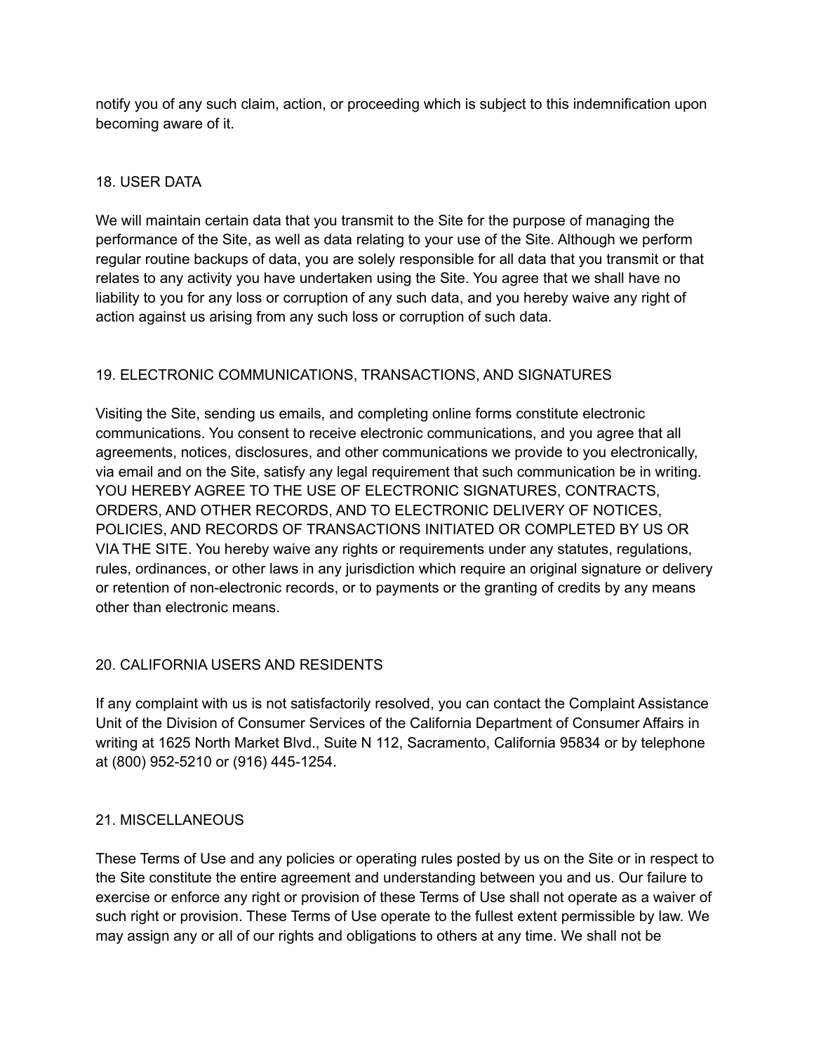notify you of any such claim, action, or proceeding which is subject to this indemnification upon becoming aware of it.

## 18. USER DATA

We will maintain certain data that you transmit to the Site for the purpose of managing the performance of the Site, as well as data relating to your use of the Site. Although we perform regular routine backups of data, you are solely responsible for all data that you transmit or that relates to any activity you have undertaken using the Site. You agree that we shall have no liability to you for any loss or corruption of any such data, and you hereby waive any right of action against us arising from any such loss or corruption of such data.

## 19. ELECTRONIC COMMUNICATIONS, TRANSACTIONS, AND SIGNATURES

Visiting the Site, sending us emails, and completing online forms constitute electronic communications. You consent to receive electronic communications, and you agree that all agreements, notices, disclosures, and other communications we provide to you electronically, via email and on the Site, satisfy any legal requirement that such communication be in writing. YOU HEREBY AGREE TO THE USE OF ELECTRONIC SIGNATURES, CONTRACTS, ORDERS, AND OTHER RECORDS, AND TO ELECTRONIC DELIVERY OF NOTICES, POLICIES, AND RECORDS OF TRANSACTIONS INITIATED OR COMPLETED BY US OR VIA THE SITE. You hereby waive any rights or requirements under any statutes, regulations, rules, ordinances, or other laws in any jurisdiction which require an original signature or delivery or retention of non-electronic records, or to payments or the granting of credits by any means other than electronic means.

## 20. CALIFORNIA USERS AND RESIDENTS

If any complaint with us is not satisfactorily resolved, you can contact the Complaint Assistance Unit of the Division of Consumer Services of the California Department of Consumer Affairs in writing at 1625 North Market Blvd., Suite N 112, Sacramento, California 95834 or by telephone at (800) 952-5210 or (916) 445-1254.

## 21. MISCELLANEOUS

These Terms of Use and any policies or operating rules posted by us on the Site or in respect to the Site constitute the entire agreement and understanding between you and us. Our failure to exercise or enforce any right or provision of these Terms of Use shall not operate as a waiver of such right or provision. These Terms of Use operate to the fullest extent permissible by law. We may assign any or all of our rights and obligations to others at any time. We shall not be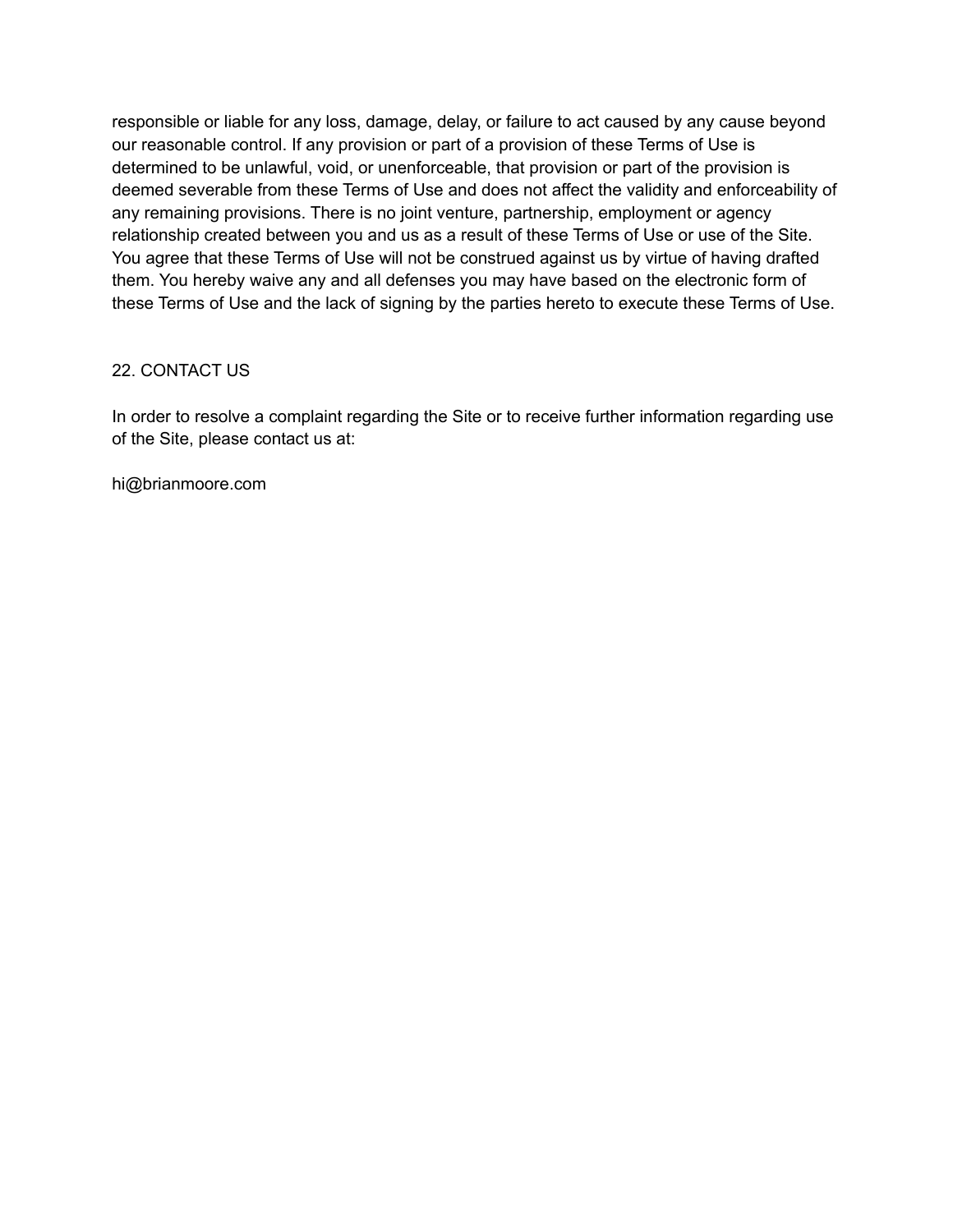responsible or liable for any loss, damage, delay, or failure to act caused by any cause beyond our reasonable control. If any provision or part of a provision of these Terms of Use is determined to be unlawful, void, or unenforceable, that provision or part of the provision is deemed severable from these Terms of Use and does not affect the validity and enforceability of any remaining provisions. There is no joint venture, partnership, employment or agency relationship created between you and us as a result of these Terms of Use or use of the Site. You agree that these Terms of Use will not be construed against us by virtue of having drafted them. You hereby waive any and all defenses you may have based on the electronic form of these Terms of Use and the lack of signing by the parties hereto to execute these Terms of Use.

## 22. CONTACT US

In order to resolve a complaint regarding the Site or to receive further information regarding use of the Site, please contact us at:

hi@brianmoore.com